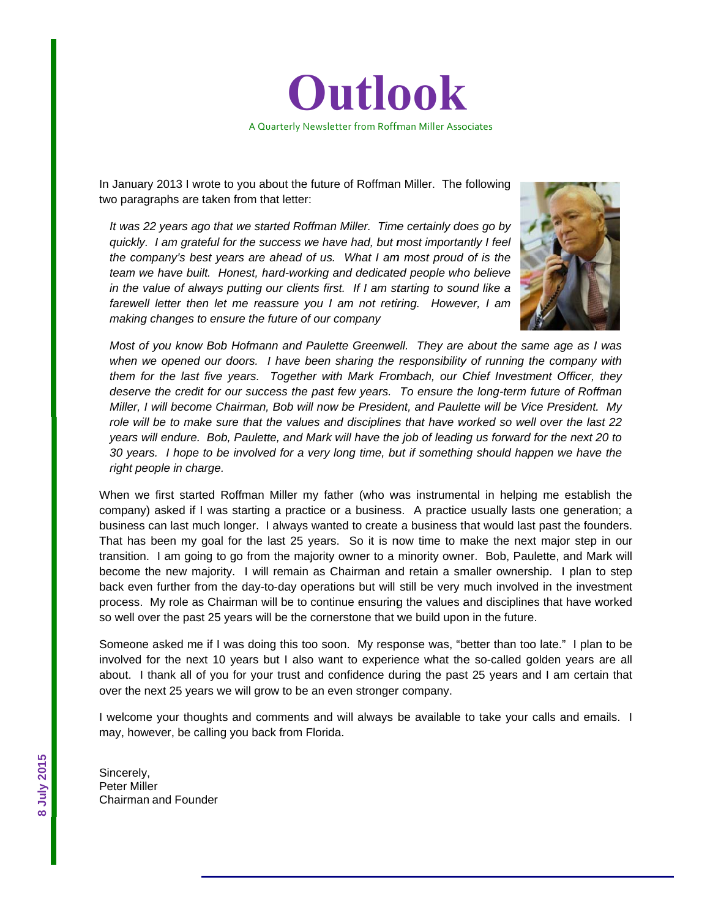# Outlook

A Quarterly Newsletter from Roffman Miller Associates

8 July 2015

In January 2013 I wrote to you about the future of Roffman Miller. The following two paragraphs are taken from that letter:

*It was 22 years ago that we started Roffman Miller. Time certainly does go by quickly. I am grateful for the success we have had, but most importantly I feel the company's best years are ahead of us. What I am most proud of is the team we have built. Honest, hard-working and dedicated people who believe in the value of always putting our clients first. If I am starting to sound like a farewell letter then let me reassure you I am not retiring. However, I am making changes to ensure the future of our company*

*Most of you know Bob Hofmann and Paulette Greenwell. They are about the same age as I was when we opened our doors. I have been sharing the responsibility of running the company with them for the last five years. Together with Mark Frombach, our Chief Investment Officer, they deserve the credit for our success the past few years. To ensure the long-term future of Roffman Miller, I will become Chairman, Bob will now be President, and Paulette will be Vice President. My role will be to make sure that the values and disciplines that have worked so well over the last 22 years will endure. Bob, Paulette, and Mark will have the job of leading us forward for the next 20 to 30 years. I hope to be involved for a very long time, but if something should happen we have the right people in charge.*

When we first started Roffman Miller my father (who was instrumental in helping me establish the company) asked if I was starting a practice or a business. A practice usually lasts one generation; a business can last much longer. I always wanted to create a business that would last past the founders. That has been my goal for the last 25 years. So it is now time to make the next major step in our transition. I am going to go from the majority owner to a minority owner. Bob, Paulette, and Mark will become the new majority. I will remain as Chairman and retain a smaller ownership. I plan to step back even further from the day-to-day operations but will still be very much involved in the investment process. My role as Chairman will be to continue ensuring the values and disciplines that have worked so well over the past 25 years will be the cornerstone that we build upon in the future.

Someone asked me if I was doing this too soon. My response was, "better than too late." I plan to be involved for the next 10 years but I also want to experience what the so-called golden years are all about. I thank all of you for your trust and confidence during the past 25 years and I am certain that over the next 25 years we will grow to be an even stronger company.

I welcome your thoughts and comments and will always be available to take your calls and emails. I may, however, be calling you back from Florida.

Sincerely,
Peter Miller
Chairman and Founder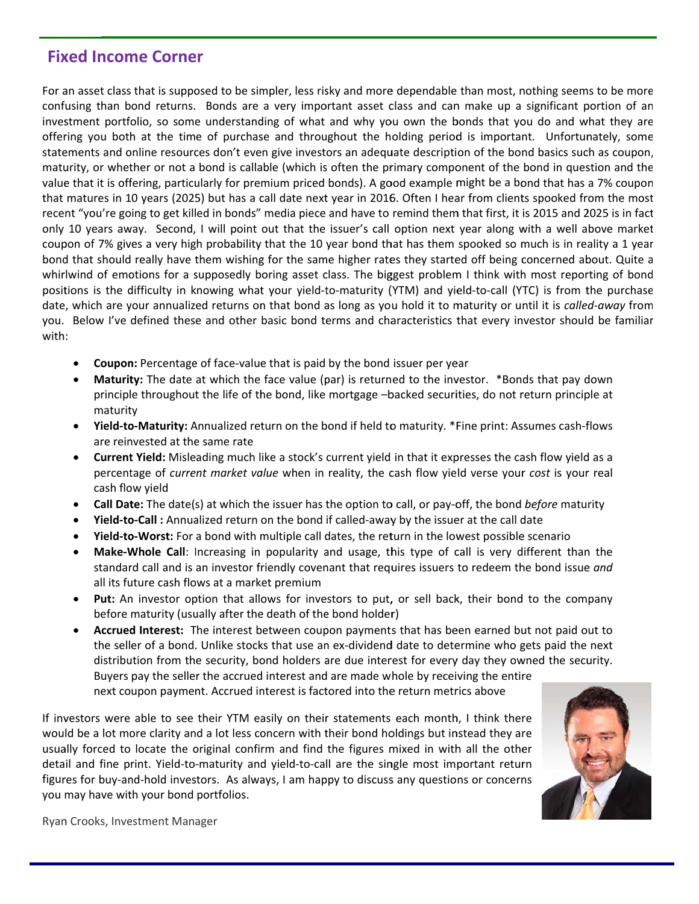## Fixed Income Corner

For an asset class that is supposed to be simpler, less risky and more dependable than most, nothing seems to be more confusing than bond returns. Bonds are a very important asset class and can make up a significant portion of an investment portfolio, so some understanding of what and why you own the bonds that you do and what they are offering you both at the time of purchase and throughout the holding period is important. Unfortunately, some statements and online resources don't even give investors an adequate description of the bond basics such as coupon, maturity, or whether or not a bond is callable (which is often the primary component of the bond in question and the value that it is offering, particularly for premium priced bonds). A good example might be a bond that has a 7% coupon that matures in 10 years (2025) but has a call date next year in 2016. Often I hear from clients spooked from the most recent "you're going to get killed in bonds" media piece and have to remind them that first, it is 2015 and 2025 is in fact only 10 years away. Second, I will point out that the issuer's call option next year along with a well above market coupon of 7% gives a very high probability that the 10 year bond that has them spooked so much is in reality a 1 year bond that should really have them wishing for the same higher rates they started off being concerned about. Quite a whirlwind of emotions for a supposedly boring asset class. The biggest problem I think with most reporting of bond positions is the difficulty in knowing what your yield-to-maturity (YTM) and yield-to-call (YTC) is from the purchase date, which are your annualized returns on that bond as long as you hold it to maturity or until it is *called-away* from you. Below I've defined these and other basic bond terms and characteristics that every investor should be familiar with:

- **Coupon:** Percentage of face-value that is paid by the bond issuer per year
- **Maturity:** The date at which the face value (par) is returned to the investor. *Bonds that pay down principle throughout the life of the bond, like mortgage –backed securities, do not return principle at maturity
- **Yield-to-Maturity:** Annualized return on the bond if held to maturity. *Fine print: Assumes cash-flows are reinvested at the same rate
- **Current Yield:** Misleading much like a stock's current yield in that it expresses the cash flow yield as a percentage of *current market value* when in reality, the cash flow yield verse your *cost* is your real cash flow yield
- **Call Date:** The date(s) at which the issuer has the option to call, or pay-off, the bond *before* maturity
- **Yield-to-Call :** Annualized return on the bond if called-away by the issuer at the call date
- **Yield-to-Worst:** For a bond with multiple call dates, the return in the lowest possible scenario
- **Make-Whole Call**: Increasing in popularity and usage, this type of call is very different than the standard call and is an investor friendly covenant that requires issuers to redeem the bond issue *and* all its future cash flows at a market premium
- **Put:** An investor option that allows for investors to put**,** or sell back, their bond to the company before maturity (usually after the death of the bond holder)
- **Accrued Interest:** The interest between coupon payments that has been earned but not paid out to the seller of a bond. Unlike stocks that use an ex-dividend date to determine who gets paid the next distribution from the security, bond holders are due interest for every day they owned the security. Buyers pay the seller the accrued interest and are made whole by receiving the entire next coupon payment. Accrued interest is factored into the return metrics above

If investors were able to see their YTM easily on their statements each month, I think there would be a lot more clarity and a lot less concern with their bond holdings but instead they are usually forced to locate the original confirm and find the figures mixed in with all the other detail and fine print. Yield-to-maturity and yield-to-call are the single most important return figures for buy-and-hold investors. As always, I am happy to discuss any questions or concerns you may have with your bond portfolios.

Ryan Crooks, Investment Manager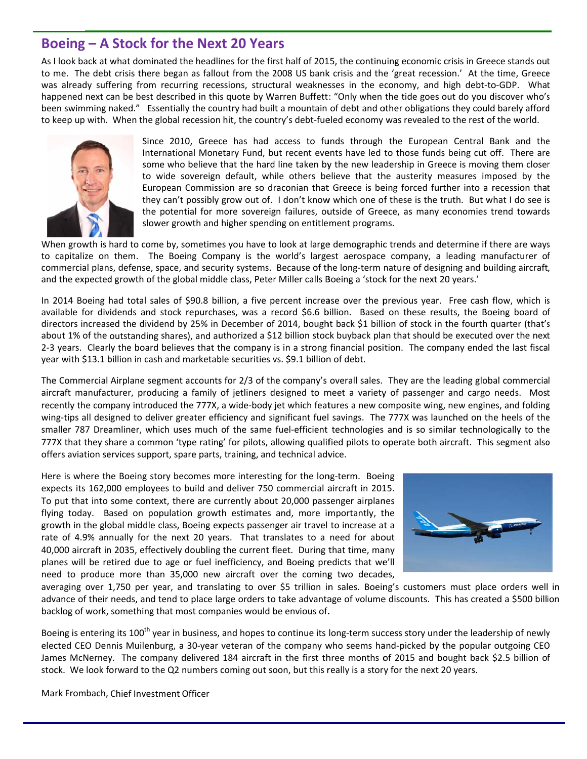## Boeing – A Stock for the Next 20 Years

As I look back at what dominated the headlines for the first half of 2015, the continuing economic crisis in Greece stands out to me. The debt crisis there began as fallout from the 2008 US bank crisis and the 'great recession.' At the time, Greece was already suffering from recurring recessions, structural weaknesses in the economy, and high debt-to-GDP. What happened next can be best described in this quote by Warren Buffett: "Only when the tide goes out do you discover who's been swimming naked." Essentially the country had built a mountain of debt and other obligations they could barely afford to keep up with. When the global recession hit, the country's debt-fueled economy was revealed to the rest of the world.

Since 2010, Greece has had access to funds through the European Central Bank and the International Monetary Fund, but recent events have led to those funds being cut off. There are some who believe that the hard line taken by the new leadership in Greece is moving them closer to wide sovereign default, while others believe that the austerity measures imposed by the European Commission are so draconian that Greece is being forced further into a recession that they can't possibly grow out of. I don't know which one of these is the truth. But what I do see is the potential for more sovereign failures, outside of Greece, as many economies trend towards slower growth and higher spending on entitlement programs.

When growth is hard to come by, sometimes you have to look at large demographic trends and determine if there are ways to capitalize on them. The Boeing Company is the world's largest aerospace company, a leading manufacturer of commercial plans, defense, space, and security systems. Because of the long-term nature of designing and building aircraft, and the expected growth of the global middle class, Peter Miller calls Boeing a 'stock for the next 20 years.'

In 2014 Boeing had total sales of $90.8 billion, a five percent increase over the previous year. Free cash flow, which is available for dividends and stock repurchases, was a record $6.6 billion. Based on these results, the Boeing board of directors increased the dividend by 25% in December of 2014, bought back $1 billion of stock in the fourth quarter (that's about 1% of the outstanding shares), and authorized a $12 billion stock buyback plan that should be executed over the next 2-3 years. Clearly the board believes that the company is in a strong financial position. The company ended the last fiscal year with $13.1 billion in cash and marketable securities vs. $9.1 billion of debt.

The Commercial Airplane segment accounts for 2/3 of the company's overall sales. They are the leading global commercial aircraft manufacturer, producing a family of jetliners designed to meet a variety of passenger and cargo needs. Most recently the company introduced the 777X, a wide-body jet which features a new composite wing, new engines, and folding wing-tips all designed to deliver greater efficiency and significant fuel savings. The 777X was launched on the heels of the smaller 787 Dreamliner, which uses much of the same fuel-efficient technologies and is so similar technologically to the 777X that they share a common 'type rating' for pilots, allowing qualified pilots to operate both aircraft. This segment also offers aviation services support, spare parts, training, and technical advice.

Here is where the Boeing story becomes more interesting for the long-term. Boeing expects its 162,000 employees to build and deliver 750 commercial aircraft in 2015. To put that into some context, there are currently about 20,000 passenger airplanes flying today. Based on population growth estimates and, more importantly, the growth in the global middle class, Boeing expects passenger air travel to increase at a rate of 4.9% annually for the next 20 years. That translates to a need for about 40,000 aircraft in 2035, effectively doubling the current fleet. During that time, many planes will be retired due to age or fuel inefficiency, and Boeing predicts that we'll need to produce more than 35,000 new aircraft over the coming two decades, averaging over 1,750 per year, and translating to over $5 trillion in sales. Boeing's customers must place orders well in advance of their needs, and tend to place large orders to take advantage of volume discounts. This has created a $500 billion backlog of work, something that most companies would be envious of.

Boeing is entering its 100th year in business, and hopes to continue its long-term success story under the leadership of newly elected CEO Dennis Muilenburg, a 30-year veteran of the company who seems hand-picked by the popular outgoing CEO James McNerney. The company delivered 184 aircraft in the first three months of 2015 and bought back $2.5 billion of stock. We look forward to the Q2 numbers coming out soon, but this really is a story for the next 20 years.

Mark Frombach, Chief Investment Officer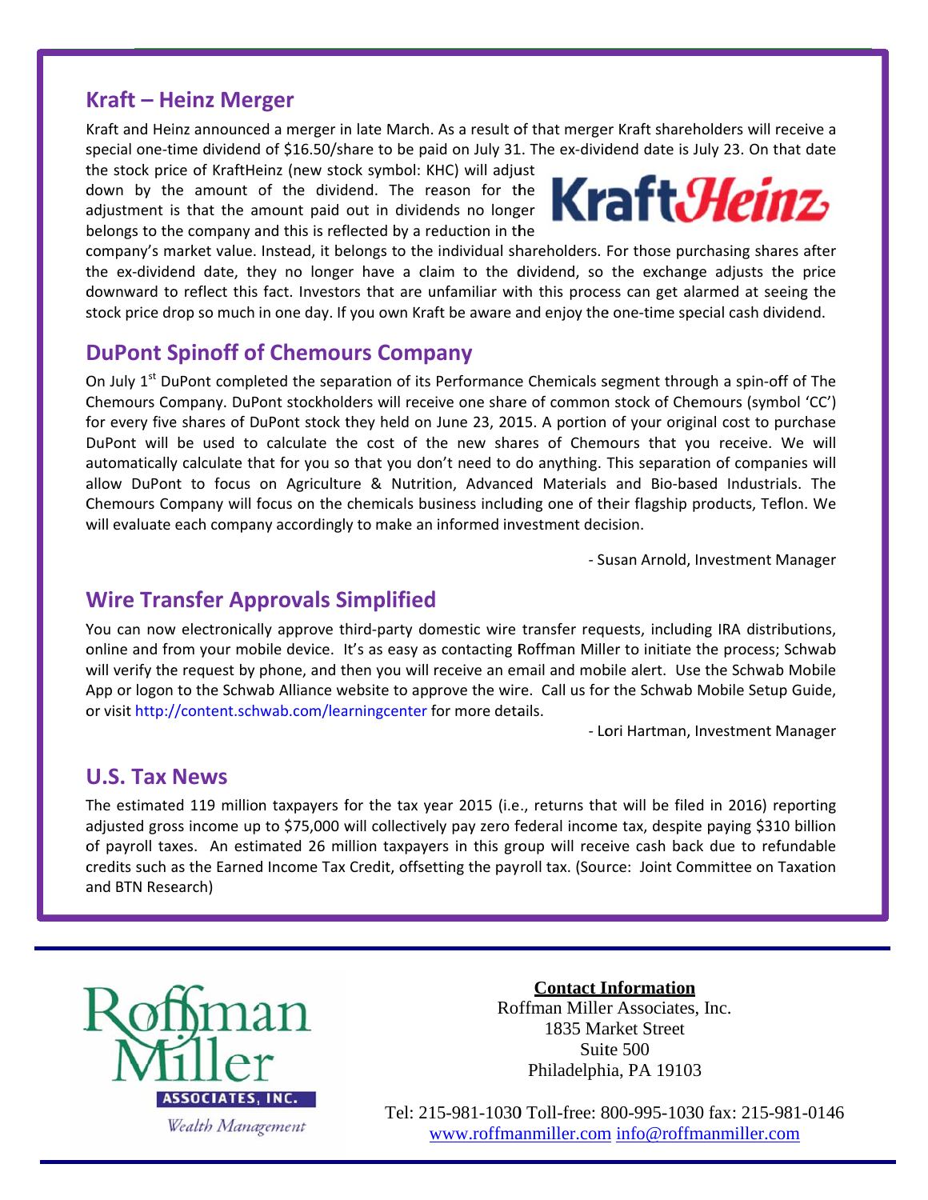## Kraft – Heinz Merger

Kraft and Heinz announced a merger in late March. As a result of that merger Kraft shareholders will receive a special one-time dividend of $16.50/share to be paid on July 31. The ex-dividend date is July 23. On that date the stock price of KraftHeinz (new stock symbol: KHC) will adjust down by the amount of the dividend. The reason for the adjustment is that the amount paid out in dividends no longer belongs to the company and this is reflected by a reduction in the company's market value. Instead, it belongs to the individual shareholders. For those purchasing shares after the ex-dividend date, they no longer have a claim to the dividend, so the exchange adjusts the price downward to reflect this fact. Investors that are unfamiliar with this process can get alarmed at seeing the stock price drop so much in one day. If you own Kraft be aware and enjoy the one-time special cash dividend.

## DuPont Spinoff of Chemours Company

On July 1st DuPont completed the separation of its Performance Chemicals segment through a spin-off of The Chemours Company. DuPont stockholders will receive one share of common stock of Chemours (symbol 'CC') for every five shares of DuPont stock they held on June 23, 2015. A portion of your original cost to purchase DuPont will be used to calculate the cost of the new shares of Chemours that you receive. We will automatically calculate that for you so that you don't need to do anything. This separation of companies will allow DuPont to focus on Agriculture & Nutrition, Advanced Materials and Bio-based Industrials. The Chemours Company will focus on the chemicals business including one of their flagship products, Teflon. We will evaluate each company accordingly to make an informed investment decision.

- Susan Arnold, Investment Manager

## Wire Transfer Approvals Simplified

You can now electronically approve third-party domestic wire transfer requests, including IRA distributions, online and from your mobile device. It's as easy as contacting Roffman Miller to initiate the process; Schwab will verify the request by phone, and then you will receive an email and mobile alert. Use the Schwab Mobile App or logon to the Schwab Alliance website to approve the wire. Call us for the Schwab Mobile Setup Guide, or visit http://content.schwab.com/learningcenter for more details.

- Lori Hartman, Investment Manager

## U.S. Tax News

The estimated 119 million taxpayers for the tax year 2015 (i.e., returns that will be filed in 2016) reporting adjusted gross income up to $75,000 will collectively pay zero federal income tax, despite paying $310 billion of payroll taxes. An estimated 26 million taxpayers in this group will receive cash back due to refundable credits such as the Earned Income Tax Credit, offsetting the payroll tax. (Source: Joint Committee on Taxation and BTN Research)

Roffman Miller ASSOCIATES, INC.
*Wealth Management*

**Contact Information**
Roffman Miller Associates, Inc.
1835 Market Street
Suite 500
Philadelphia, PA 19103

Tel: 215-981-1030 Toll-free: 800-995-1030 fax: 215-981-0146
www.roffmanmiller.com info@roffmanmiller.com